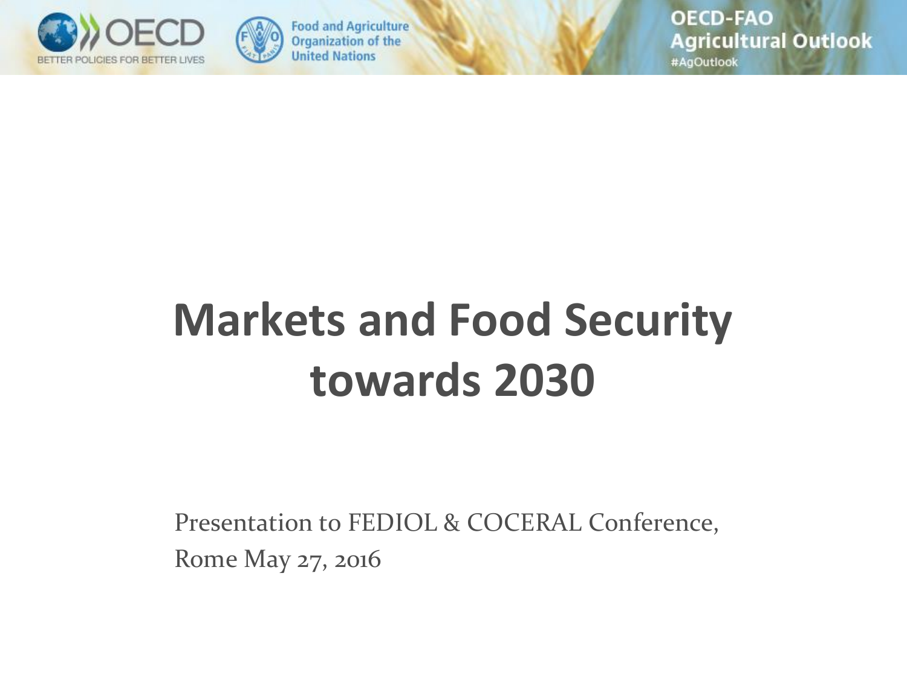# Markets and Food Security towards 2030

Presentation to FEDIOL & COCERAL Conference,
Rome May 27, 2016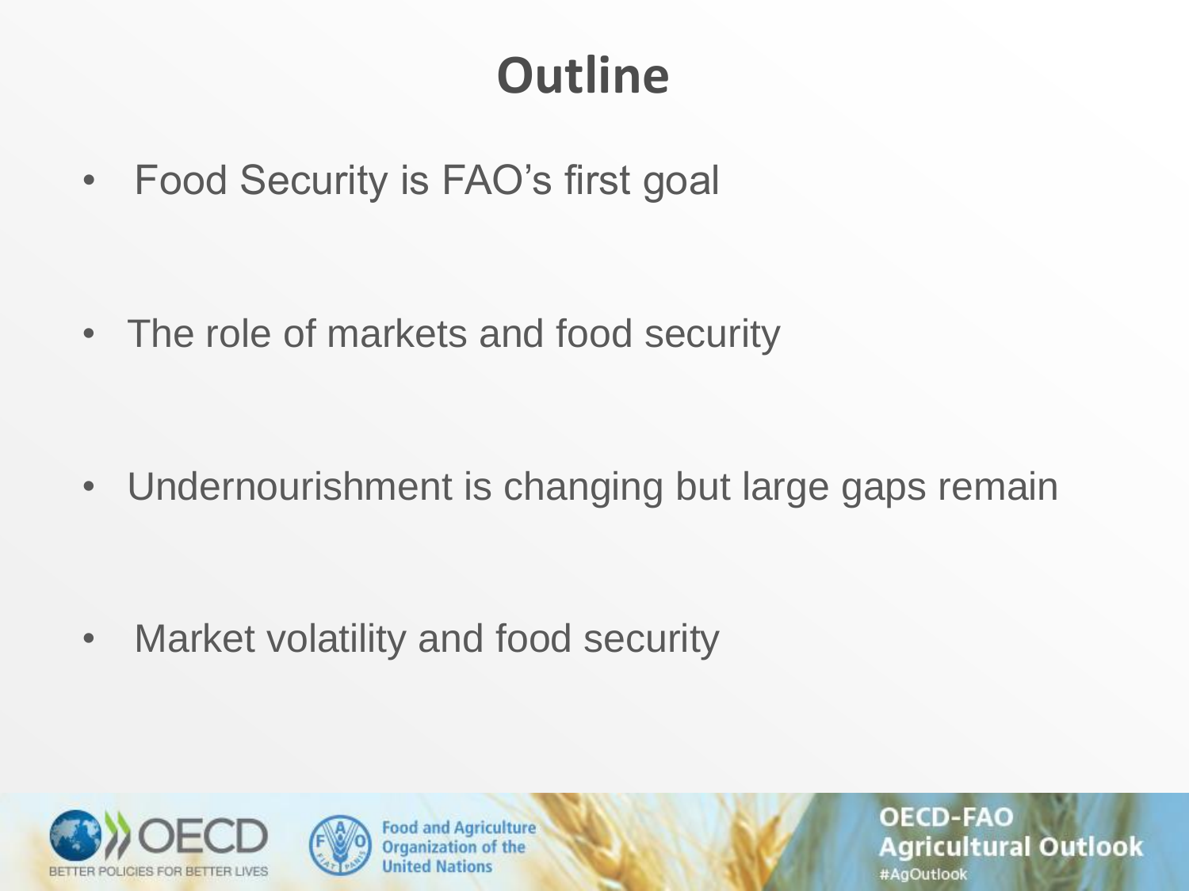# Outline

- Food Security is FAO's first goal
- The role of markets and food security
- Undernourishment is changing but large gaps remain
- Market volatility and food security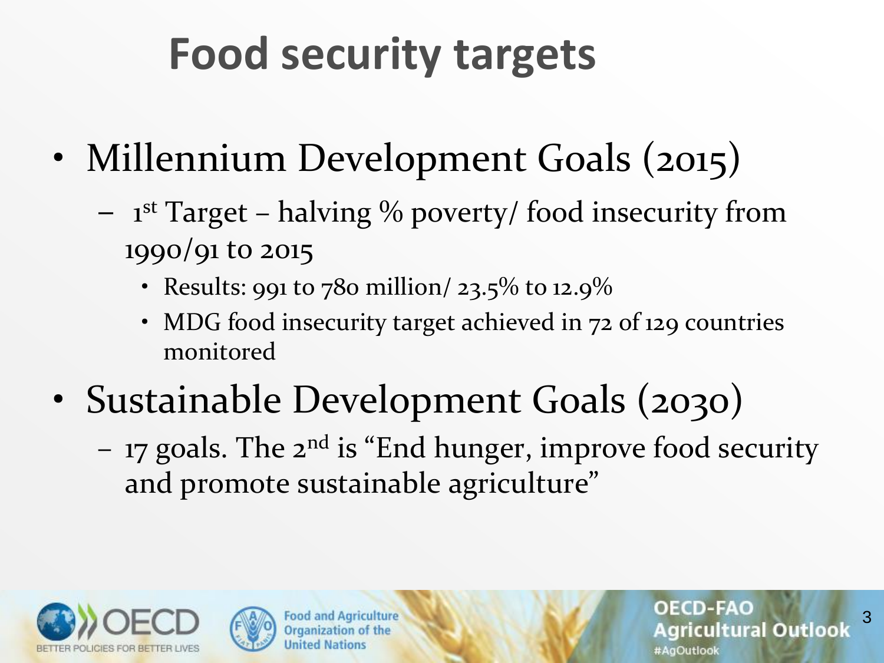# Food security targets

- Millennium Development Goals (2015)
  - 1st Target – halving % poverty/ food insecurity from 1990/91 to 2015
    - Results: 991 to 780 million/ 23.5% to 12.9%
    - MDG food insecurity target achieved in 72 of 129 countries monitored
- Sustainable Development Goals (2030)
  - 17 goals. The 2nd is "End hunger, improve food security and promote sustainable agriculture"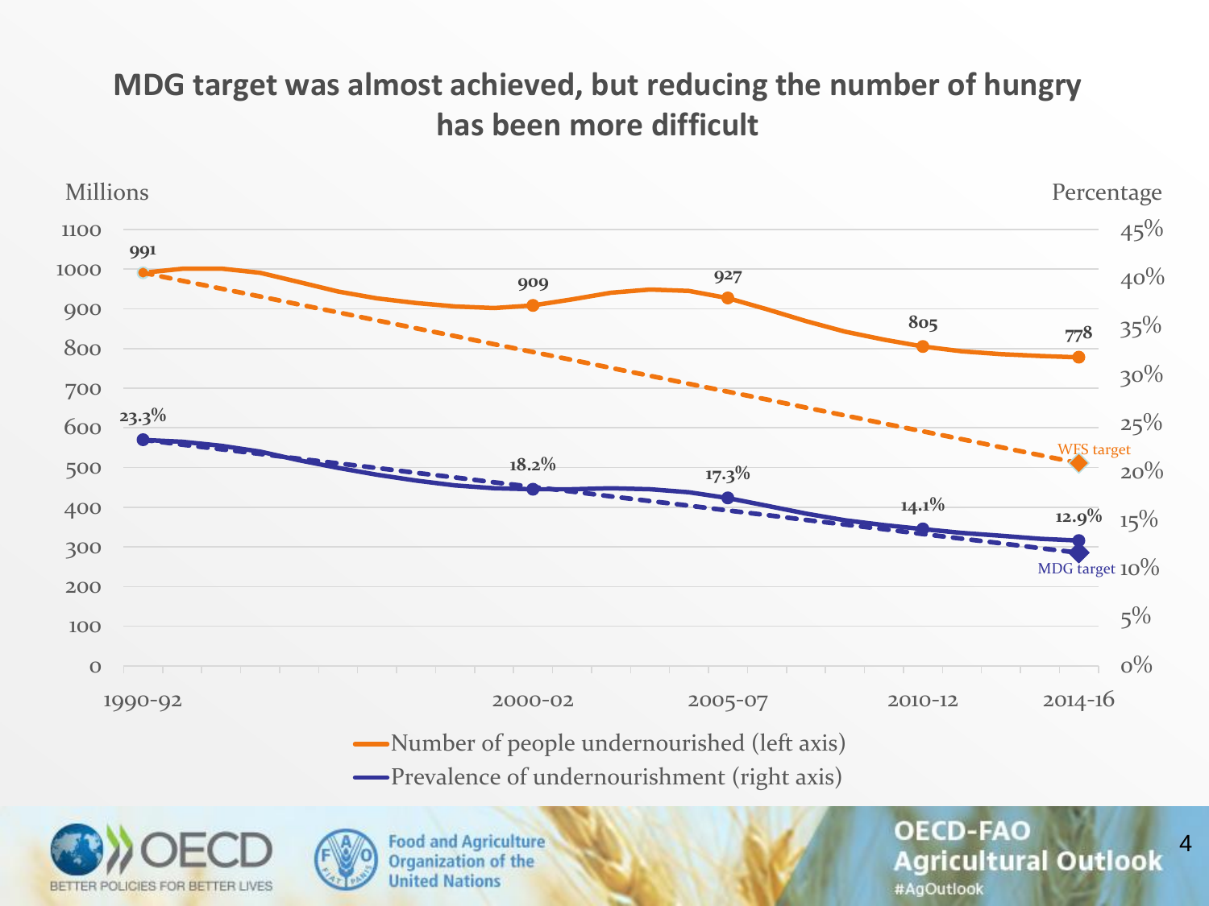# MDG target was almost achieved, but reducing the number of hungry has been more difficult

Millions | Percentage

| Period | Number of people undernourished (left axis, millions) | Prevalence of undernourishment (right axis) |
|---|---|---|
| 1990-92 | 991 | 23.3% |
| 2000-02 | 909 | 18.2% |
| 2005-07 | 927 | 17.3% |
| 2010-12 | 805 | 14.1% |
| 2014-16 | 778 | 12.9% |

WFS target

MDG target

Number of people undernourished (left axis)

Prevalence of undernourishment (right axis)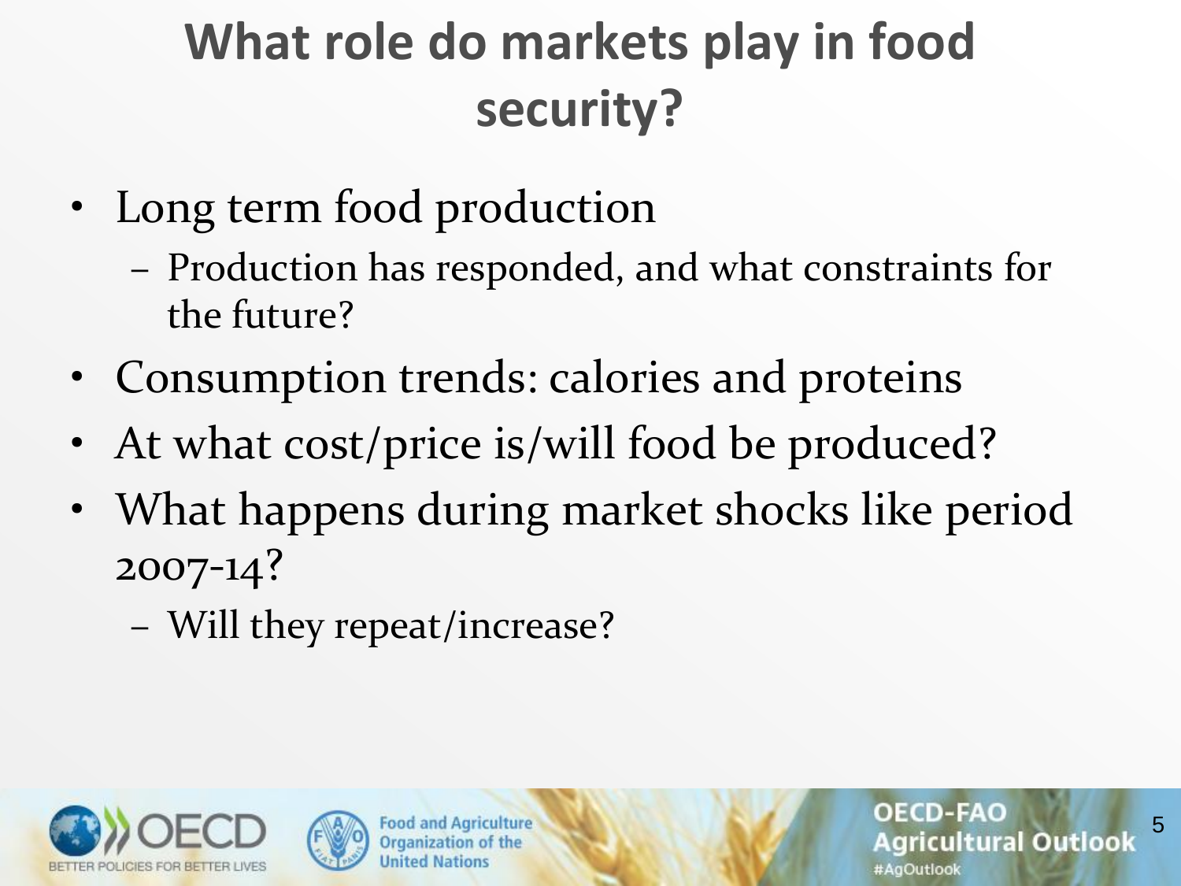# What role do markets play in food security?

- Long term food production
  - Production has responded, and what constraints for the future?
- Consumption trends: calories and proteins
- At what cost/price is/will food be produced?
- What happens during market shocks like period 2007-14?
  - Will they repeat/increase?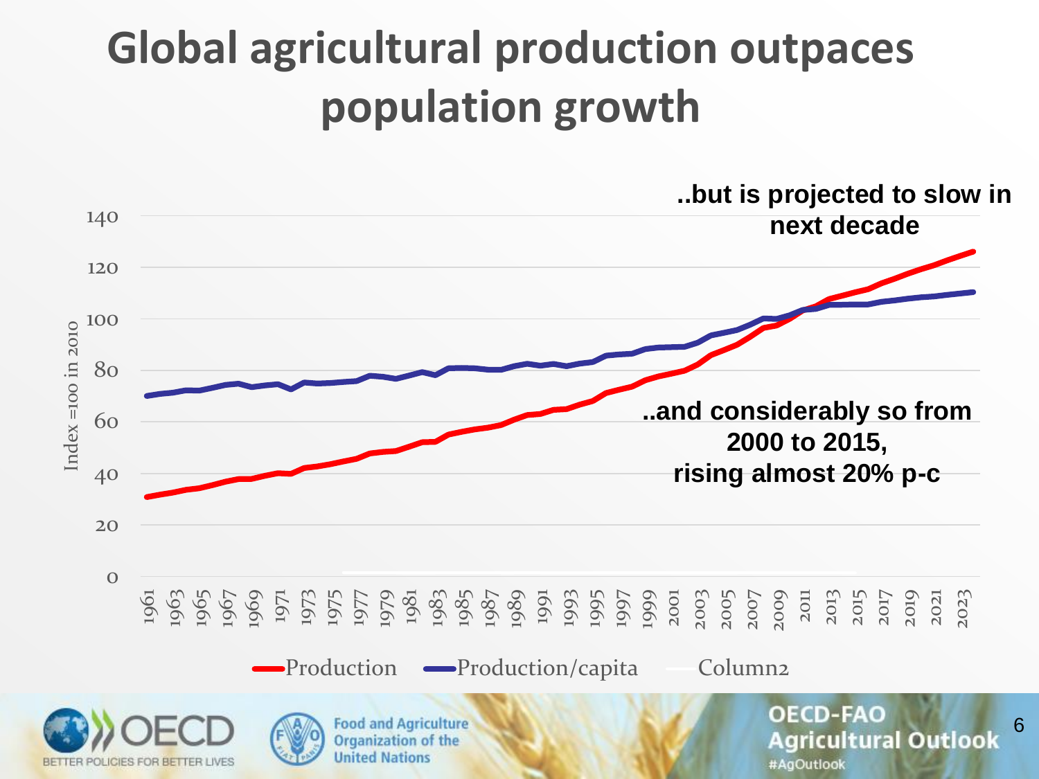# Global agricultural production outpaces population growth

..but is projected to slow in next decade

..and considerably so from 2000 to 2015, rising almost 20% p-c

Index =100 in 2010

Production | Production/capita | Column2

OECD-FAO Agricultural Outlook #AgOutlook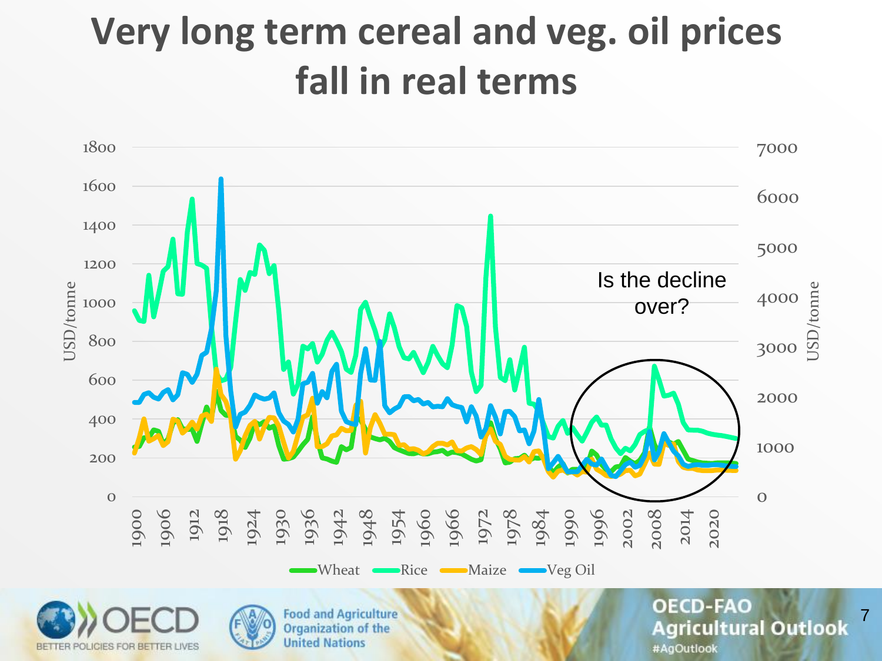# Very long term cereal and veg. oil prices fall in real terms

Is the decline over?

Wheat Rice Maize Veg Oil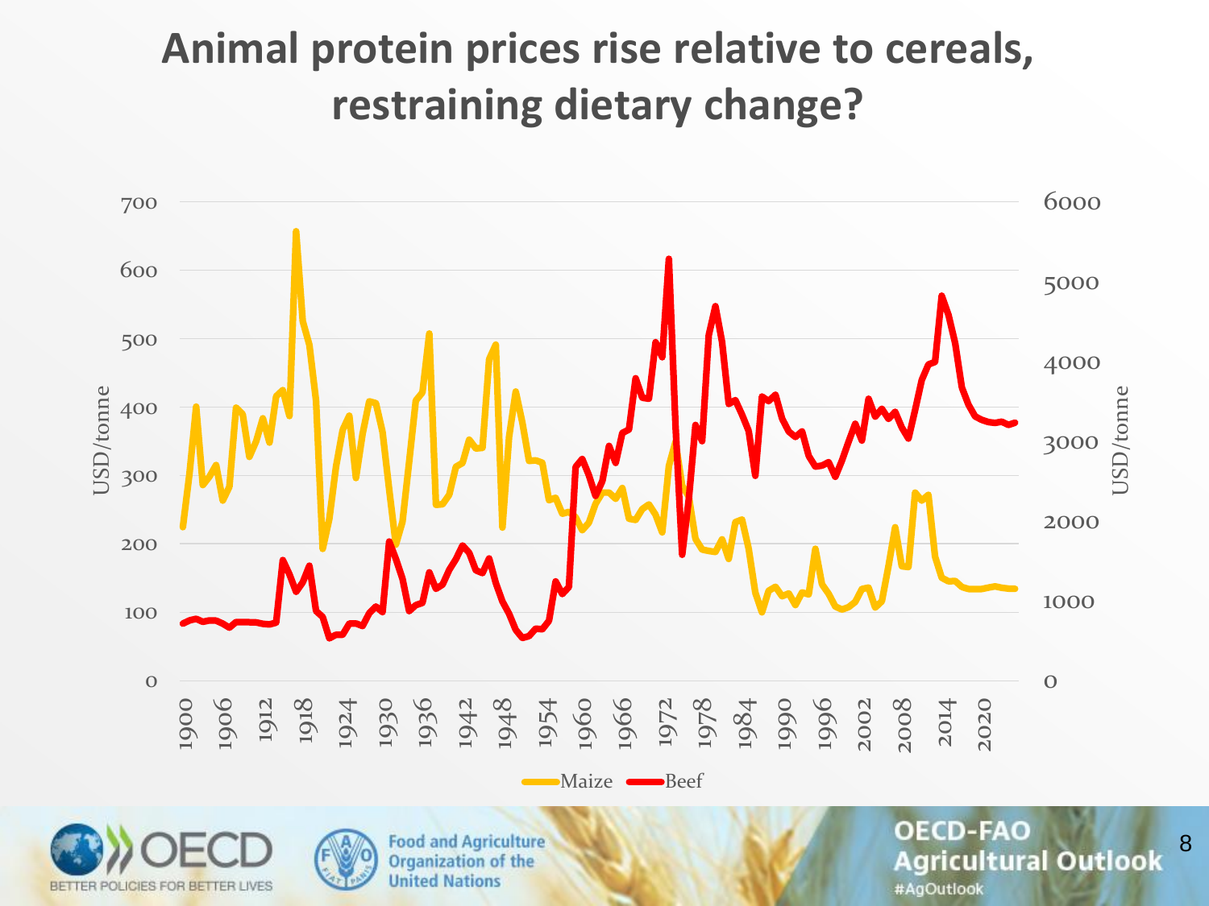# Animal protein prices rise relative to cereals, restraining dietary change?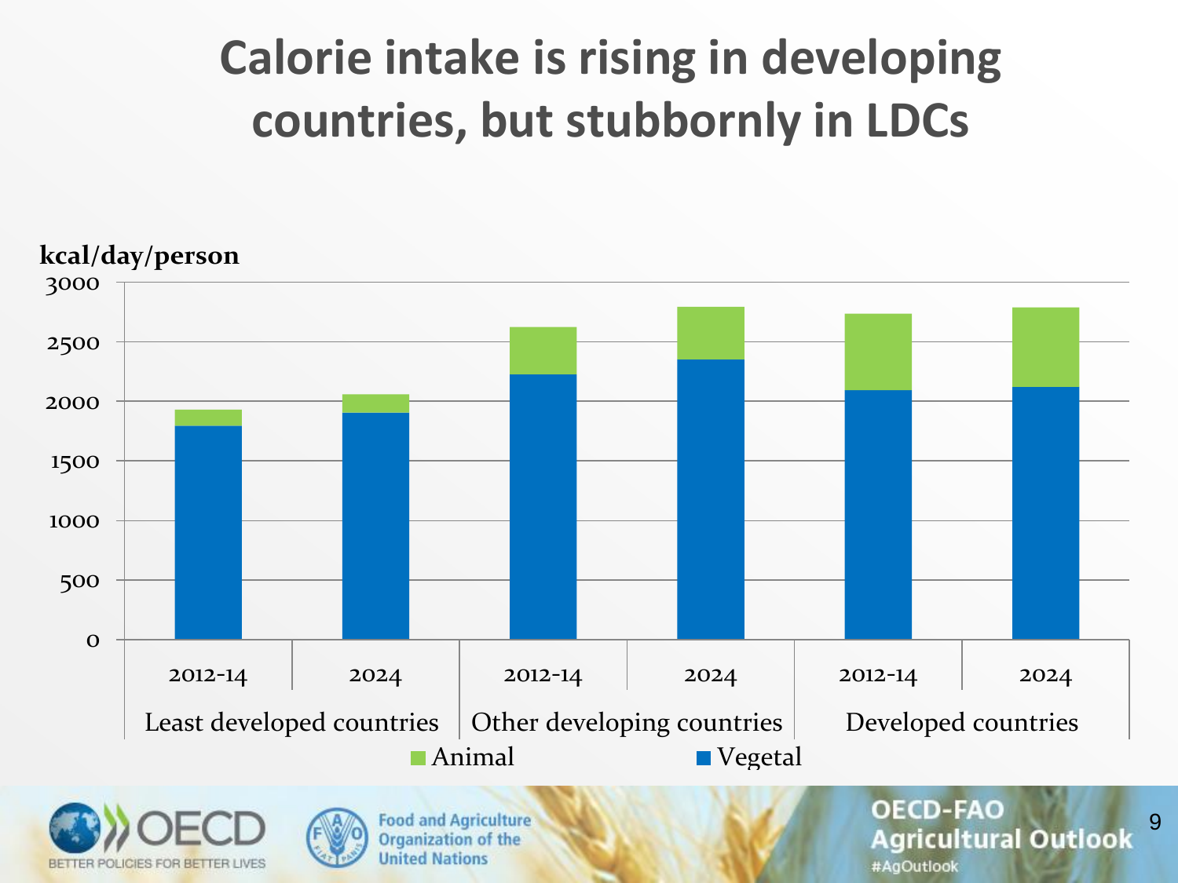# Calorie intake is rising in developing countries, but stubbornly in LDCs

kcal/day/person

3000
2500
2000
1500
1000
500
0

2012-14 | 2024 | 2012-14 | 2024 | 2012-14 | 2024

Least developed countries | Other developing countries | Developed countries

Animal   Vegetal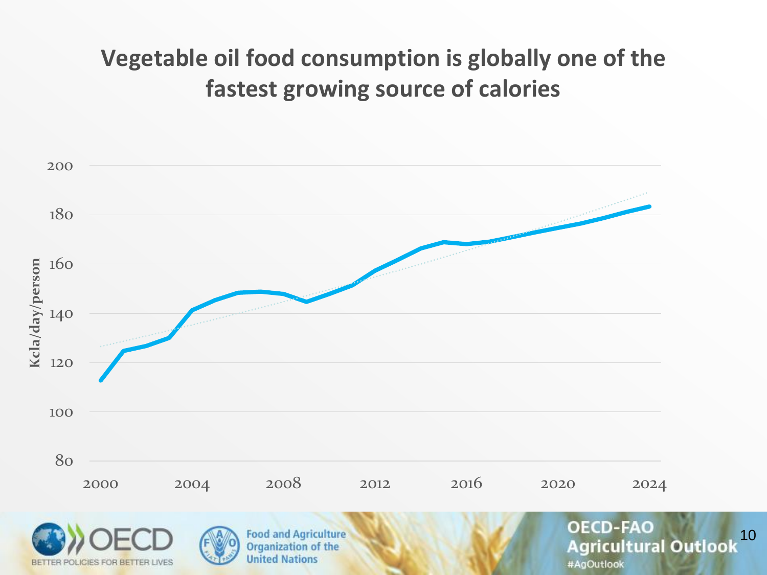# Vegetable oil food consumption is globally one of the fastest growing source of calories

Kcla/day/person

200
180
160
140
120
100
80

2000 2004 2008 2012 2016 2020 2024

OECD BETTER POLICIES FOR BETTER LIVES

Food and Agriculture Organization of the United Nations

OECD-FAO Agricultural Outlook
#AgOutlook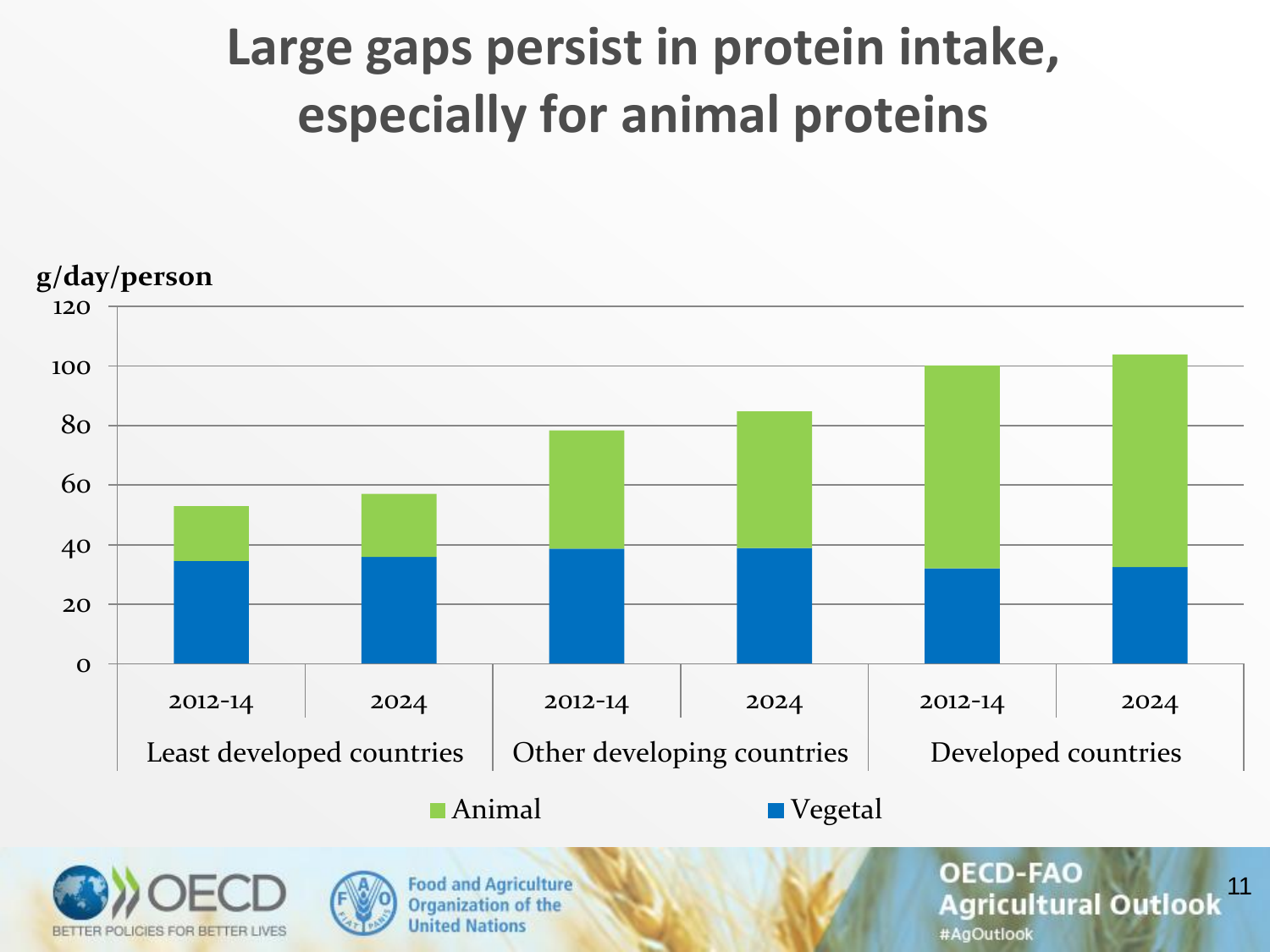# Large gaps persist in protein intake, especially for animal proteins

g/day/person

120
100
80
60
40
20
0

2012-14 | 2024 | 2012-14 | 2024 | 2012-14 | 2024

Least developed countries | Other developing countries | Developed countries

■ Animal ■ Vegetal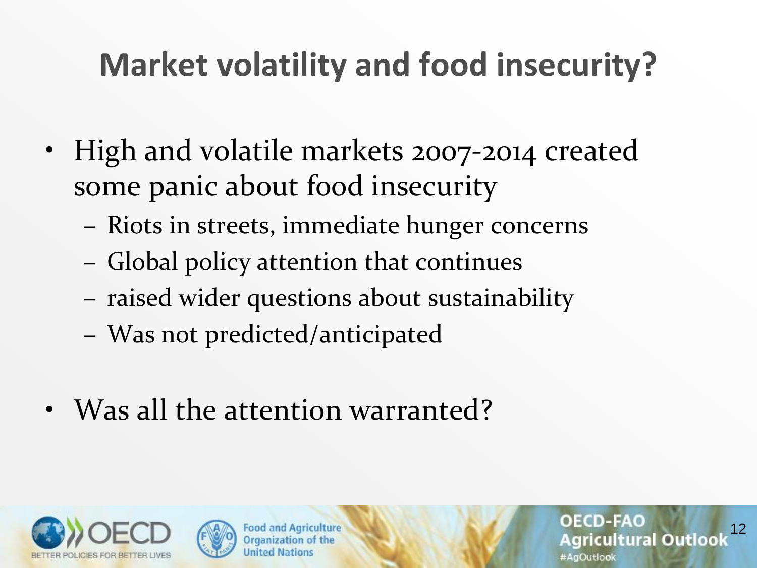# Market volatility and food insecurity?

- High and volatile markets 2007-2014 created some panic about food insecurity
  - Riots in streets, immediate hunger concerns
  - Global policy attention that continues
  - raised wider questions about sustainability
  - Was not predicted/anticipated

- Was all the attention warranted?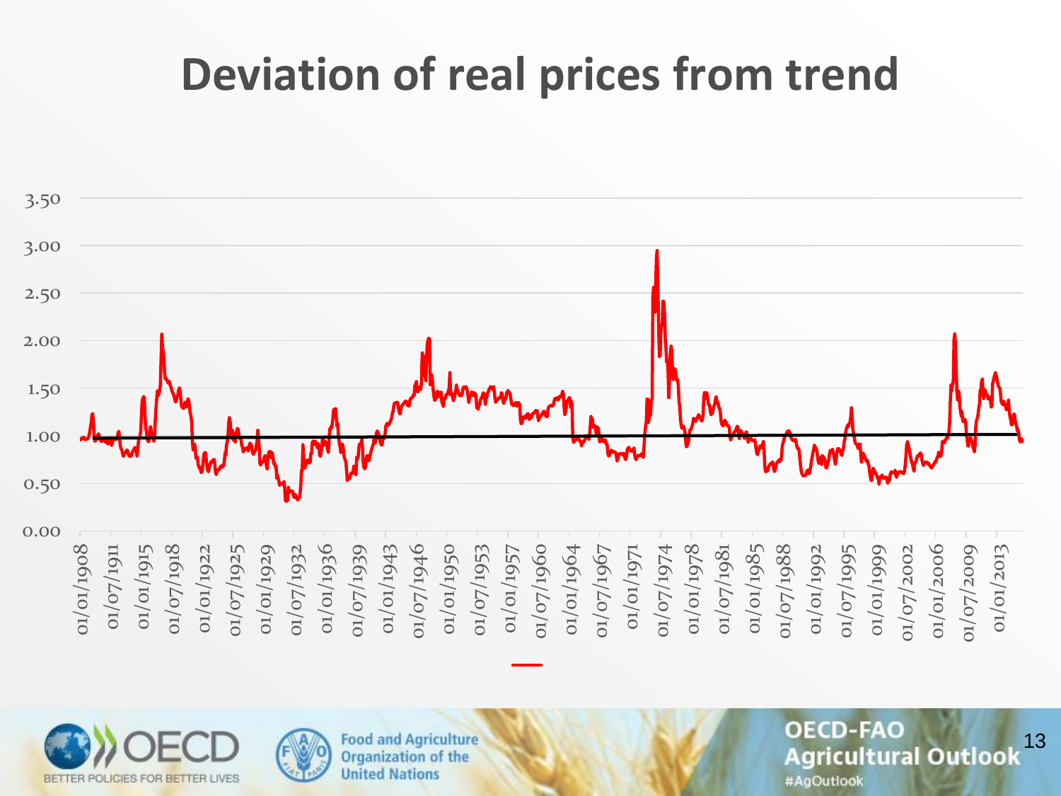# Deviation of real prices from trend

3.50
3.00
2.50
2.00
1.50
1.00
0.50
0.00

01/01/1908, 01/07/1911, 01/01/1915, 01/07/1918, 01/01/1922, 01/07/1925, 01/01/1929, 01/07/1932, 01/01/1936, 01/07/1939, 01/01/1943, 01/07/1946, 01/01/1950, 01/07/1953, 01/01/1957, 01/07/1960, 01/01/1964, 01/07/1967, 01/01/1971, 01/07/1974, 01/01/1978, 01/07/1981, 01/01/1985, 01/07/1988, 01/01/1992, 01/07/1995, 01/01/1999, 01/07/2002, 01/01/2006, 01/07/2009, 01/01/2013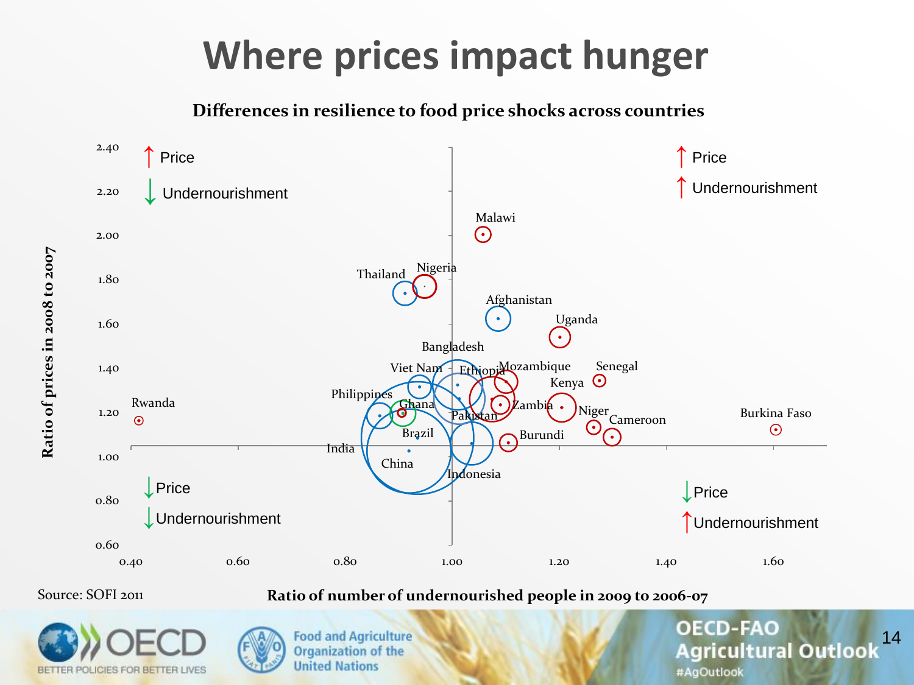# Where prices impact hunger

**Differences in resilience to food price shocks across countries**

↑ Price
↓ Undernourishment

↑ Price
↑ Undernourishment

↓ Price
↓ Undernourishment

↓ Price
↑ Undernourishment

Countries shown: Malawi, Thailand, Nigeria, Afghanistan, Uganda, Bangladesh, Viet Nam, Ethiopia, Mozambique, Senegal, Kenya, Philippines, Ghana, Zambia, Rwanda, Pakistan, Niger, Cameroon, Burkina Faso, Brazil, Burundi, India, China, Indonesia

Y-axis: Ratio of prices in 2008 to 2007 (0.60 – 2.40)

X-axis: Ratio of number of undernourished people in 2009 to 2006-07 (0.40 – 1.60)

Source: SOFI 2011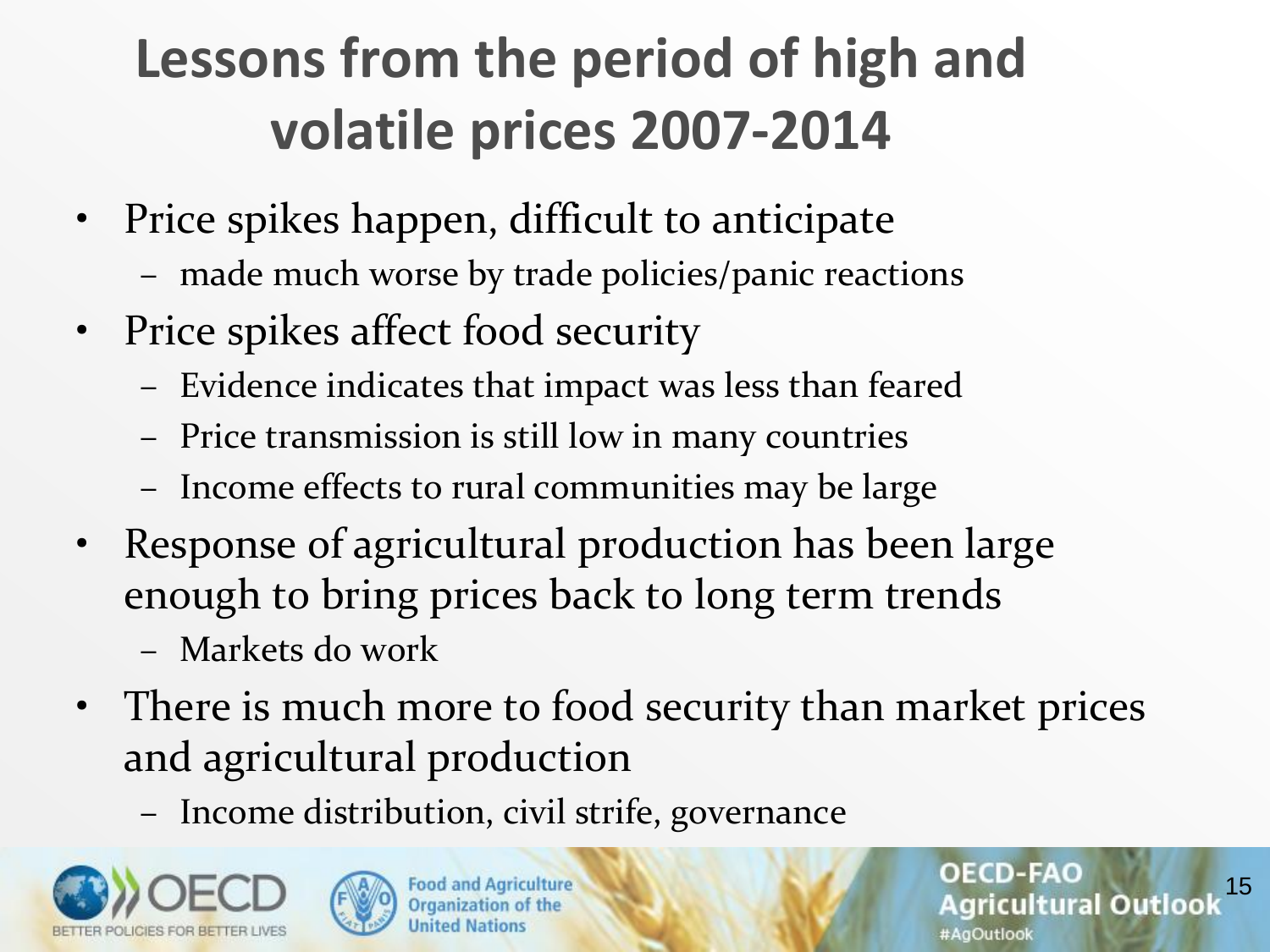# Lessons from the period of high and volatile prices 2007-2014

- Price spikes happen, difficult to anticipate
  - made much worse by trade policies/panic reactions
- Price spikes affect food security
  - Evidence indicates that impact was less than feared
  - Price transmission is still low in many countries
  - Income effects to rural communities may be large
- Response of agricultural production has been large enough to bring prices back to long term trends
  - Markets do work
- There is much more to food security than market prices and agricultural production
  - Income distribution, civil strife, governance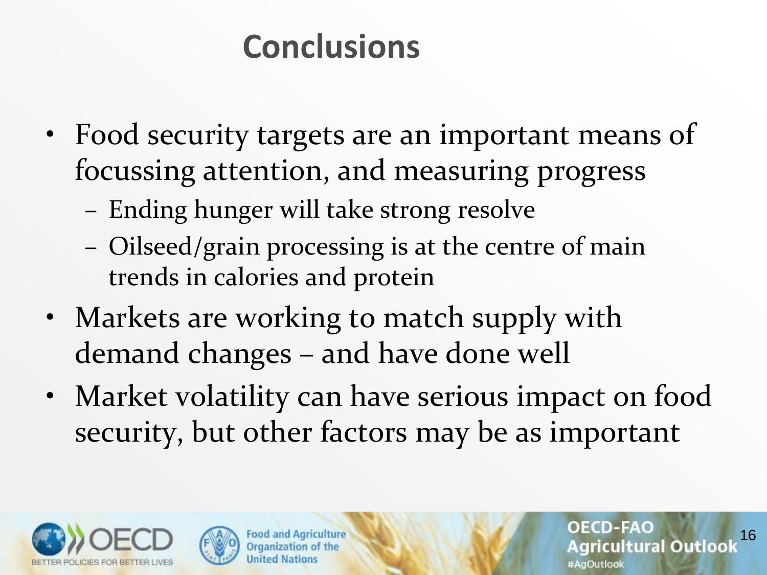# Conclusions

- Food security targets are an important means of focussing attention, and measuring progress
  - Ending hunger will take strong resolve
  - Oilseed/grain processing is at the centre of main trends in calories and protein
- Markets are working to match supply with demand changes – and have done well
- Market volatility can have serious impact on food security, but other factors may be as important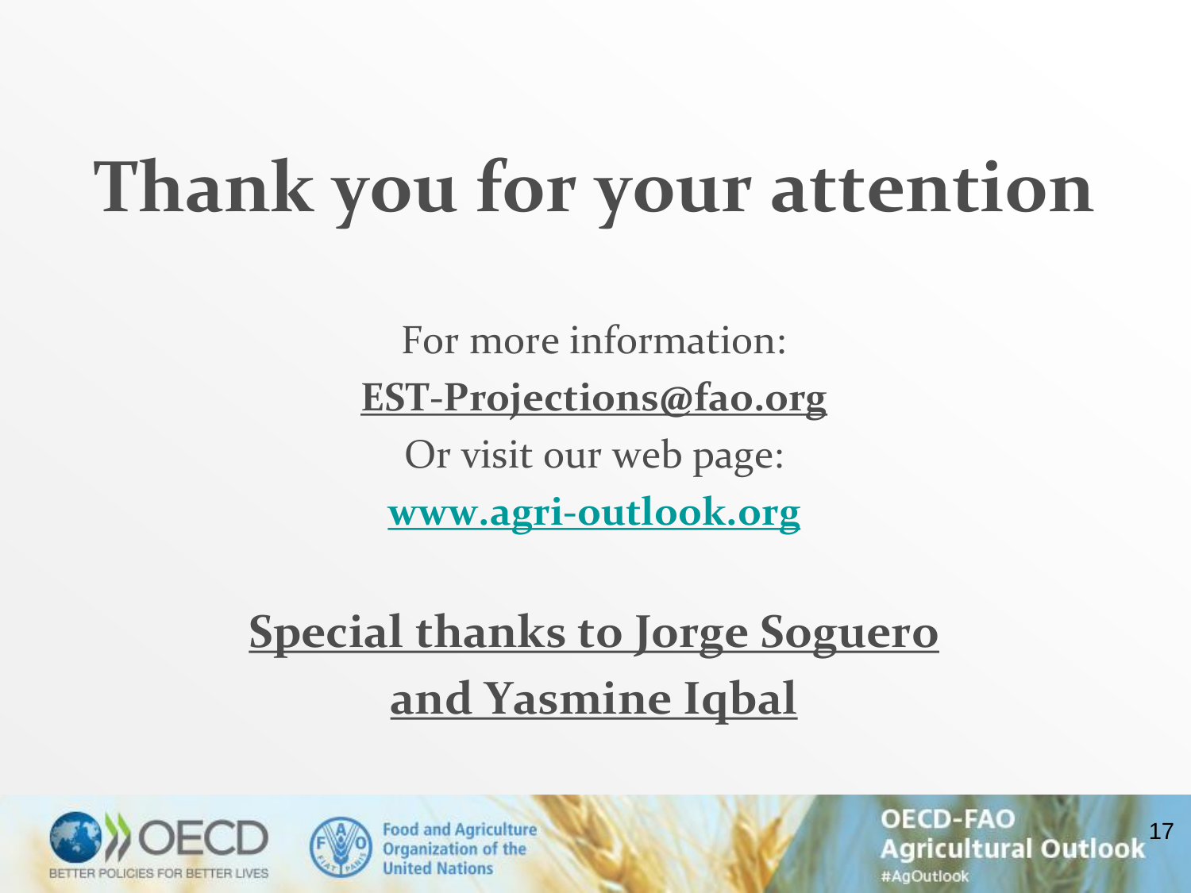# Thank you for your attention

For more information:

**EST-Projections@fao.org**

Or visit our web page:

**www.agri-outlook.org**

**Special thanks to Jorge Soguero and Yasmine Iqbal**